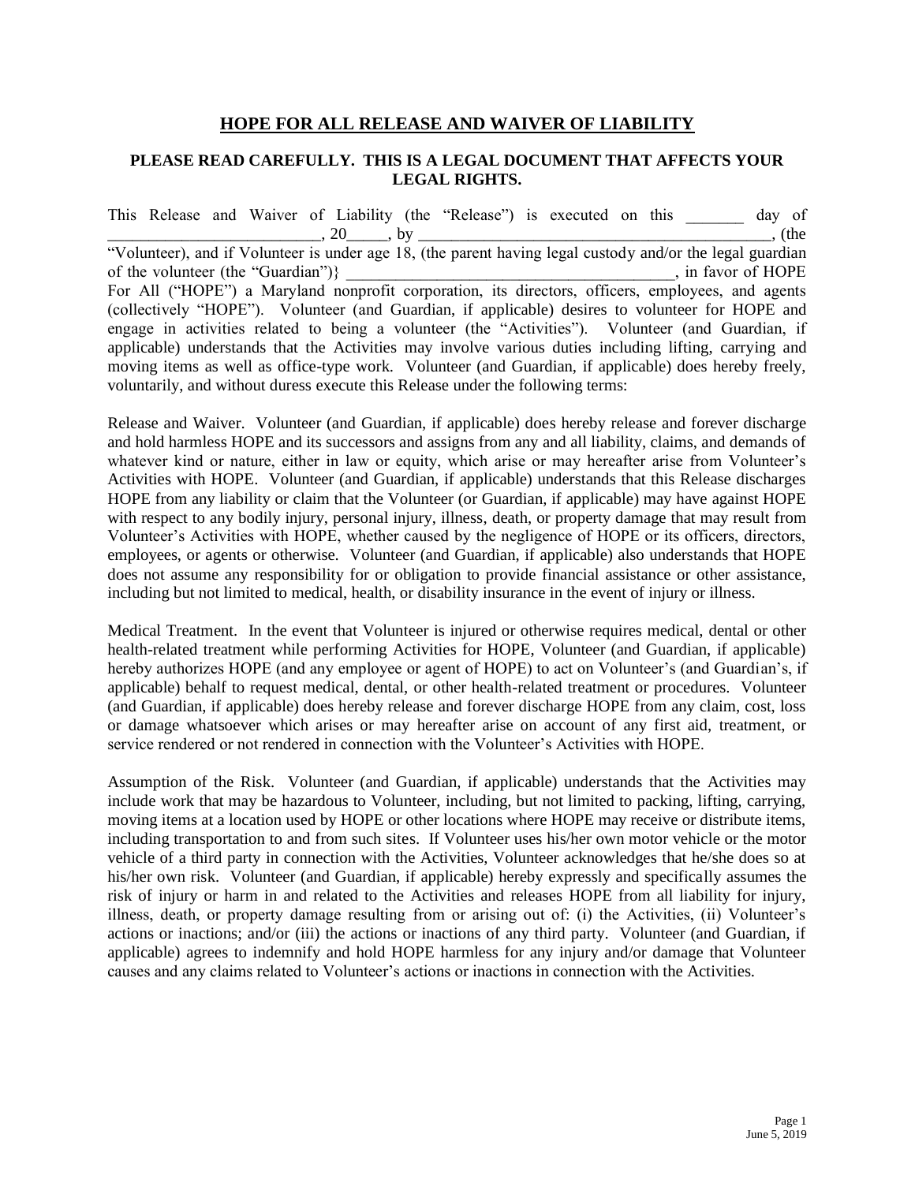# HOPE FOR ALL RELEASE AND WAIVER OF LIABILITY

**PLEASE READ CAREFULLY. THIS IS A LEGAL DOCUMENT THAT AFFECTS YOUR LEGAL RIGHTS.**

This Release and Waiver of Liability (the "Release") is executed on this _______ day of _________________________, 20_____, by ___________________________________________, (the "Volunteer), and if Volunteer is under age 18, (the parent having legal custody and/or the legal guardian of the volunteer (the "Guardian")} _______________________________________, in favor of HOPE For All ("HOPE") a Maryland nonprofit corporation, its directors, officers, employees, and agents (collectively "HOPE"). Volunteer (and Guardian, if applicable) desires to volunteer for HOPE and engage in activities related to being a volunteer (the "Activities"). Volunteer (and Guardian, if applicable) understands that the Activities may involve various duties including lifting, carrying and moving items as well as office-type work. Volunteer (and Guardian, if applicable) does hereby freely, voluntarily, and without duress execute this Release under the following terms:

Release and Waiver. Volunteer (and Guardian, if applicable) does hereby release and forever discharge and hold harmless HOPE and its successors and assigns from any and all liability, claims, and demands of whatever kind or nature, either in law or equity, which arise or may hereafter arise from Volunteer's Activities with HOPE. Volunteer (and Guardian, if applicable) understands that this Release discharges HOPE from any liability or claim that the Volunteer (or Guardian, if applicable) may have against HOPE with respect to any bodily injury, personal injury, illness, death, or property damage that may result from Volunteer's Activities with HOPE, whether caused by the negligence of HOPE or its officers, directors, employees, or agents or otherwise. Volunteer (and Guardian, if applicable) also understands that HOPE does not assume any responsibility for or obligation to provide financial assistance or other assistance, including but not limited to medical, health, or disability insurance in the event of injury or illness.

Medical Treatment. In the event that Volunteer is injured or otherwise requires medical, dental or other health-related treatment while performing Activities for HOPE, Volunteer (and Guardian, if applicable) hereby authorizes HOPE (and any employee or agent of HOPE) to act on Volunteer's (and Guardian's, if applicable) behalf to request medical, dental, or other health-related treatment or procedures. Volunteer (and Guardian, if applicable) does hereby release and forever discharge HOPE from any claim, cost, loss or damage whatsoever which arises or may hereafter arise on account of any first aid, treatment, or service rendered or not rendered in connection with the Volunteer's Activities with HOPE.

Assumption of the Risk. Volunteer (and Guardian, if applicable) understands that the Activities may include work that may be hazardous to Volunteer, including, but not limited to packing, lifting, carrying, moving items at a location used by HOPE or other locations where HOPE may receive or distribute items, including transportation to and from such sites. If Volunteer uses his/her own motor vehicle or the motor vehicle of a third party in connection with the Activities, Volunteer acknowledges that he/she does so at his/her own risk. Volunteer (and Guardian, if applicable) hereby expressly and specifically assumes the risk of injury or harm in and related to the Activities and releases HOPE from all liability for injury, illness, death, or property damage resulting from or arising out of: (i) the Activities, (ii) Volunteer's actions or inactions; and/or (iii) the actions or inactions of any third party. Volunteer (and Guardian, if applicable) agrees to indemnify and hold HOPE harmless for any injury and/or damage that Volunteer causes and any claims related to Volunteer's actions or inactions in connection with the Activities.

June 5, 2019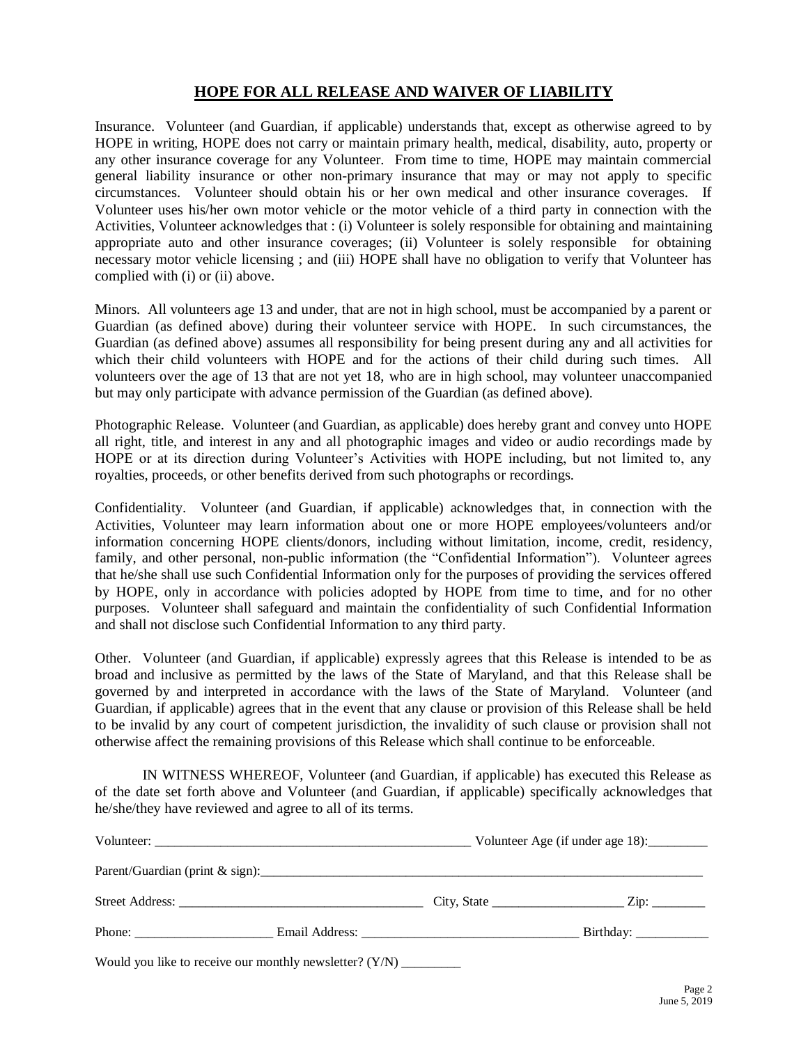# HOPE FOR ALL RELEASE AND WAIVER OF LIABILITY

Insurance. Volunteer (and Guardian, if applicable) understands that, except as otherwise agreed to by HOPE in writing, HOPE does not carry or maintain primary health, medical, disability, auto, property or any other insurance coverage for any Volunteer. From time to time, HOPE may maintain commercial general liability insurance or other non-primary insurance that may or may not apply to specific circumstances. Volunteer should obtain his or her own medical and other insurance coverages. If Volunteer uses his/her own motor vehicle or the motor vehicle of a third party in connection with the Activities, Volunteer acknowledges that : (i) Volunteer is solely responsible for obtaining and maintaining appropriate auto and other insurance coverages; (ii) Volunteer is solely responsible for obtaining necessary motor vehicle licensing ; and (iii) HOPE shall have no obligation to verify that Volunteer has complied with (i) or (ii) above.

Minors. All volunteers age 13 and under, that are not in high school, must be accompanied by a parent or Guardian (as defined above) during their volunteer service with HOPE. In such circumstances, the Guardian (as defined above) assumes all responsibility for being present during any and all activities for which their child volunteers with HOPE and for the actions of their child during such times. All volunteers over the age of 13 that are not yet 18, who are in high school, may volunteer unaccompanied but may only participate with advance permission of the Guardian (as defined above).

Photographic Release. Volunteer (and Guardian, as applicable) does hereby grant and convey unto HOPE all right, title, and interest in any and all photographic images and video or audio recordings made by HOPE or at its direction during Volunteer's Activities with HOPE including, but not limited to, any royalties, proceeds, or other benefits derived from such photographs or recordings.

Confidentiality. Volunteer (and Guardian, if applicable) acknowledges that, in connection with the Activities, Volunteer may learn information about one or more HOPE employees/volunteers and/or information concerning HOPE clients/donors, including without limitation, income, credit, residency, family, and other personal, non-public information (the "Confidential Information"). Volunteer agrees that he/she shall use such Confidential Information only for the purposes of providing the services offered by HOPE, only in accordance with policies adopted by HOPE from time to time, and for no other purposes. Volunteer shall safeguard and maintain the confidentiality of such Confidential Information and shall not disclose such Confidential Information to any third party.

Other. Volunteer (and Guardian, if applicable) expressly agrees that this Release is intended to be as broad and inclusive as permitted by the laws of the State of Maryland, and that this Release shall be governed by and interpreted in accordance with the laws of the State of Maryland. Volunteer (and Guardian, if applicable) agrees that in the event that any clause or provision of this Release shall be held to be invalid by any court of competent jurisdiction, the invalidity of such clause or provision shall not otherwise affect the remaining provisions of this Release which shall continue to be enforceable.

IN WITNESS WHEREOF, Volunteer (and Guardian, if applicable) has executed this Release as of the date set forth above and Volunteer (and Guardian, if applicable) specifically acknowledges that he/she/they have reviewed and agree to all of its terms.

Volunteer: ________________________________________________ Volunteer Age (if under age 18):_________

Parent/Guardian (print & sign):_____________________________________________________________________

Street Address: ____________________________________ City, State ____________________ Zip: ________

Phone: _____________________ Email Address: ________________________________ Birthday: ___________

Would you like to receive our monthly newsletter? (Y/N) _________

June 5, 2019